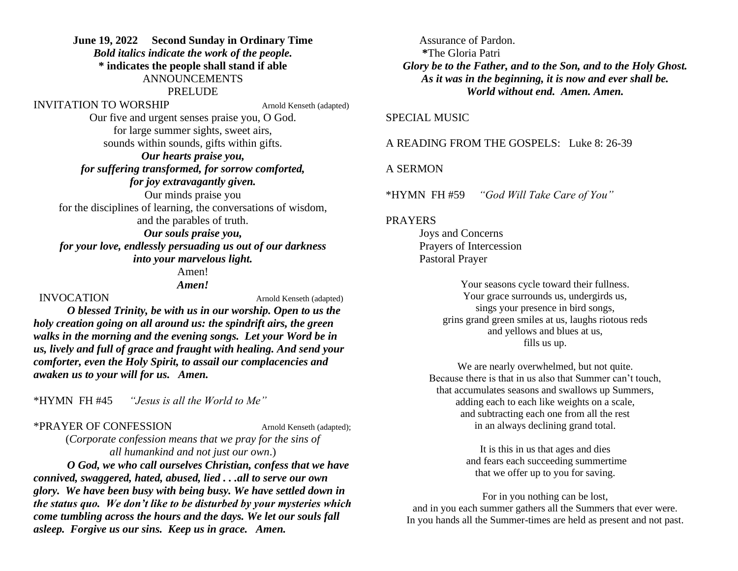**June 19, 2022 Second Sunday in Ordinary Time**

***Bold italics indicate the work of the people.***

**\* indicates the people shall stand if able**

ANNOUNCEMENTS

PRELUDE

INVITATION TO WORSHIP Arnold Kenseth (adapted)

Our five and urgent senses praise you, O God.
for large summer sights, sweet airs,
sounds within sounds, gifts within gifts.

***Our hearts praise you,***
***for suffering transformed, for sorrow comforted,***
***for joy extravagantly given.***

Our minds praise you
for the disciplines of learning, the conversations of wisdom,
and the parables of truth.

***Our souls praise you,***
***for your love, endlessly persuading us out of our darkness***
***into your marvelous light.***

Amen!

***Amen!***

INVOCATION Arnold Kenseth (adapted)

***O blessed Trinity, be with us in our worship. Open to us the holy creation going on all around us: the spindrift airs, the green walks in the morning and the evening songs. Let your Word be in us, lively and full of grace and fraught with healing. And send your comforter, even the Holy Spirit, to assail our complacencies and awaken us to your will for us. Amen.***

\*HYMN FH #45 *"Jesus is all the World to Me"*

\*PRAYER OF CONFESSION Arnold Kenseth (adapted);

(*Corporate confession means that we pray for the sins of all humankind and not just our own*.)

***O God, we who call ourselves Christian, confess that we have connived, swaggered, hated, abused, lied . . .all to serve our own glory. We have been busy with being busy. We have settled down in the status quo. We don't like to be disturbed by your mysteries which come tumbling across the hours and the days. We let our souls fall asleep. Forgive us our sins. Keep us in grace. Amen.***

Assurance of Pardon.

**\***The Gloria Patri

***Glory be to the Father, and to the Son, and to the Holy Ghost.***
***As it was in the beginning, it is now and ever shall be.***
***World without end. Amen. Amen.***

SPECIAL MUSIC

A READING FROM THE GOSPELS: Luke 8: 26-39

A SERMON

\*HYMN FH #59 *"God Will Take Care of You"*

PRAYERS

Joys and Concerns

Prayers of Intercession

Pastoral Prayer

Your seasons cycle toward their fullness.
Your grace surrounds us, undergirds us,
sings your presence in bird songs,
grins grand green smiles at us, laughs riotous reds
and yellows and blues at us,
fills us up.

We are nearly overwhelmed, but not quite.
Because there is that in us also that Summer can't touch,
that accumulates seasons and swallows up Summers,
adding each to each like weights on a scale,
and subtracting each one from all the rest
in an always declining grand total.

It is this in us that ages and dies
and fears each succeeding summertime
that we offer up to you for saving.

For in you nothing can be lost,
and in you each summer gathers all the Summers that ever were.
In you hands all the Summer-times are held as present and not past.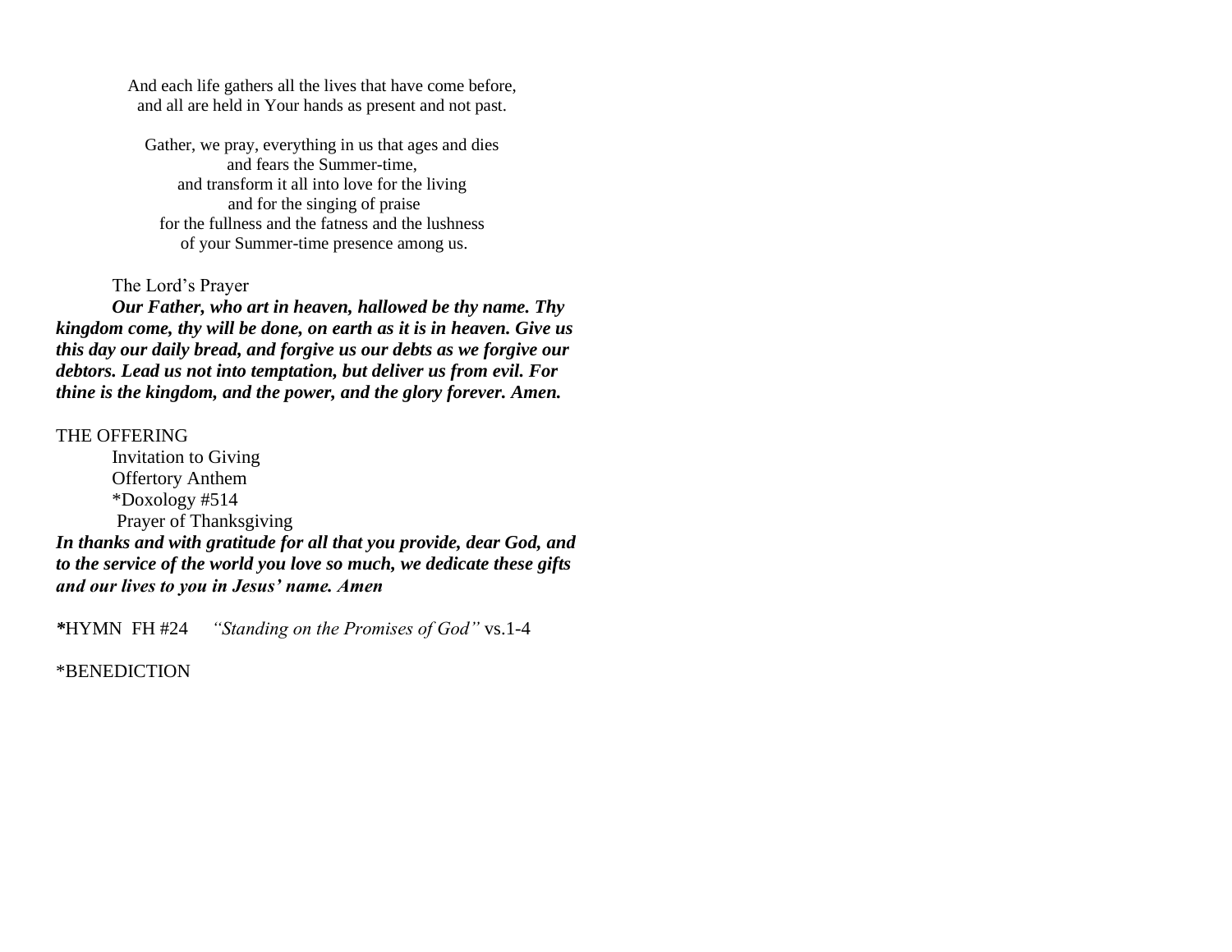And each life gathers all the lives that have come before,
and all are held in Your hands as present and not past.

Gather, we pray, everything in us that ages and dies
and fears the Summer-time,
and transform it all into love for the living
and for the singing of praise
for the fullness and the fatness and the lushness
of your Summer-time presence among us.

The Lord's Prayer

***Our Father, who art in heaven, hallowed be thy name. Thy kingdom come, thy will be done, on earth as it is in heaven. Give us this day our daily bread, and forgive us our debts as we forgive our debtors. Lead us not into temptation, but deliver us from evil. For thine is the kingdom, and the power, and the glory forever. Amen.***

THE OFFERING

Invitation to Giving
Offertory Anthem
*Doxology #514
Prayer of Thanksgiving

***In thanks and with gratitude for all that you provide, dear God, and to the service of the world you love so much, we dedicate these gifts and our lives to you in Jesus' name. Amen***

***\***HYMN FH #24 *"Standing on the Promises of God"* vs.1-4

*BENEDICTION